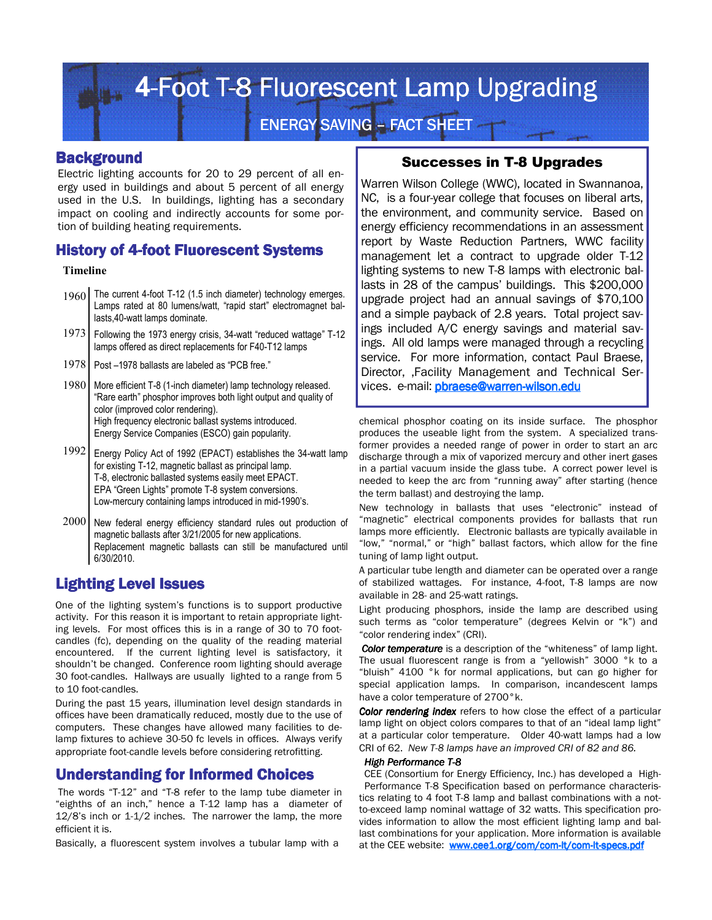# 4-Foot T-8 Fluorescent Lamp Upgrading

ENERGY SAVING – FACT SHEET

## Background

Electric lighting accounts for 20 to 29 percent of all energy used in buildings and about 5 percent of all energy used in the U.S. In buildings, lighting has a secondary impact on cooling and indirectly accounts for some portion of building heating requirements.

## History of 4-foot Fluorescent Systems

**Timeline**

| Year | Event |
|---|---|
| 1960 | The current 4-foot T-12 (1.5 inch diameter) technology emerges. Lamps rated at 80 lumens/watt, "rapid start" electromagnet ballasts,40-watt lamps dominate. |
| 1973 | Following the 1973 energy crisis, 34-watt "reduced wattage" T-12 lamps offered as direct replacements for F40-T12 lamps |
| 1978 | Post –1978 ballasts are labeled as "PCB free." |
| 1980 | More efficient T-8 (1-inch diameter) lamp technology released. "Rare earth" phosphor improves both light output and quality of color (improved color rendering). High frequency electronic ballast systems introduced. Energy Service Companies (ESCO) gain popularity. |
| 1992 | Energy Policy Act of 1992 (EPACT) establishes the 34-watt lamp for existing T-12, magnetic ballast as principal lamp. T-8, electronic ballasted systems easily meet EPACT. EPA "Green Lights" promote T-8 system conversions. Low-mercury containing lamps introduced in mid-1990's. |
| 2000 | New federal energy efficiency standard rules out production of magnetic ballasts after 3/21/2005 for new applications. Replacement magnetic ballasts can still be manufactured until 6/30/2010. |

## Lighting Level Issues

One of the lighting system's functions is to support productive activity. For this reason it is important to retain appropriate lighting levels. For most offices this is in a range of 30 to 70 foot-candles (fc), depending on the quality of the reading material encountered. If the current lighting level is satisfactory, it shouldn't be changed. Conference room lighting should average 30 foot-candles. Hallways are usually lighted to a range from 5 to 10 foot-candles.

During the past 15 years, illumination level design standards in offices have been dramatically reduced, mostly due to the use of computers. These changes have allowed many facilities to delamp fixtures to achieve 30-50 fc levels in offices. Always verify appropriate foot-candle levels before considering retrofitting.

## Understanding for Informed Choices

The words "T-12" and "T-8 refer to the lamp tube diameter in "eighths of an inch," hence a T-12 lamp has a diameter of 12/8's inch or 1-1/2 inches. The narrower the lamp, the more efficient it is.

Basically, a fluorescent system involves a tubular lamp with a chemical phosphor coating on its inside surface. The phosphor produces the useable light from the system. A specialized transformer provides a needed range of power in order to start an arc discharge through a mix of vaporized mercury and other inert gases in a partial vacuum inside the glass tube. A correct power level is needed to keep the arc from "running away" after starting (hence the term ballast) and destroying the lamp.

New technology in ballasts that uses "electronic" instead of "magnetic" electrical components provides for ballasts that run lamps more efficiently. Electronic ballasts are typically available in "low," "normal," or "high" ballast factors, which allow for the fine tuning of lamp light output.

A particular tube length and diameter can be operated over a range of stabilized wattages. For instance, 4-foot, T-8 lamps are now available in 28- and 25-watt ratings.

Light producing phosphors, inside the lamp are described using such terms as "color temperature" (degrees Kelvin or "k") and "color rendering index" (CRI).

***Color temperature*** is a description of the "whiteness" of lamp light. The usual fluorescent range is from a "yellowish" 3000 °k to a "bluish" 4100 °k for normal applications, but can go higher for special application lamps. In comparison, incandescent lamps have a color temperature of 2700°k.

***Color rendering index*** refers to how close the effect of a particular lamp light on object colors compares to that of an "ideal lamp light" at a particular color temperature. Older 40-watt lamps had a low CRI of 62. *New T-8 lamps have an improved CRI of 82 and 86.*

*High Performance T-8*

CEE (Consortium for Energy Efficiency, Inc.) has developed a High-Performance T-8 Specification based on performance characteristics relating to 4 foot T-8 lamp and ballast combinations with a not-to-exceed lamp nominal wattage of 32 watts. This specification provides information to allow the most efficient lighting lamp and ballast combinations for your application. More information is available at the CEE website: www.cee1.org/com/com-lt/com-lt-specs.pdf

## Successes in T-8 Upgrades

Warren Wilson College (WWC), located in Swannanoa, NC, is a four-year college that focuses on liberal arts, the environment, and community service. Based on energy efficiency recommendations in an assessment report by Waste Reduction Partners, WWC facility management let a contract to upgrade older T-12 lighting systems to new T-8 lamps with electronic ballasts in 28 of the campus' buildings. This $200,000 upgrade project had an annual savings of $70,100 and a simple payback of 2.8 years. Total project savings included A/C energy savings and material savings. All old lamps were managed through a recycling service. For more information, contact Paul Braese, Director, ,Facility Management and Technical Services. e-mail: pbraese@warren-wilson.edu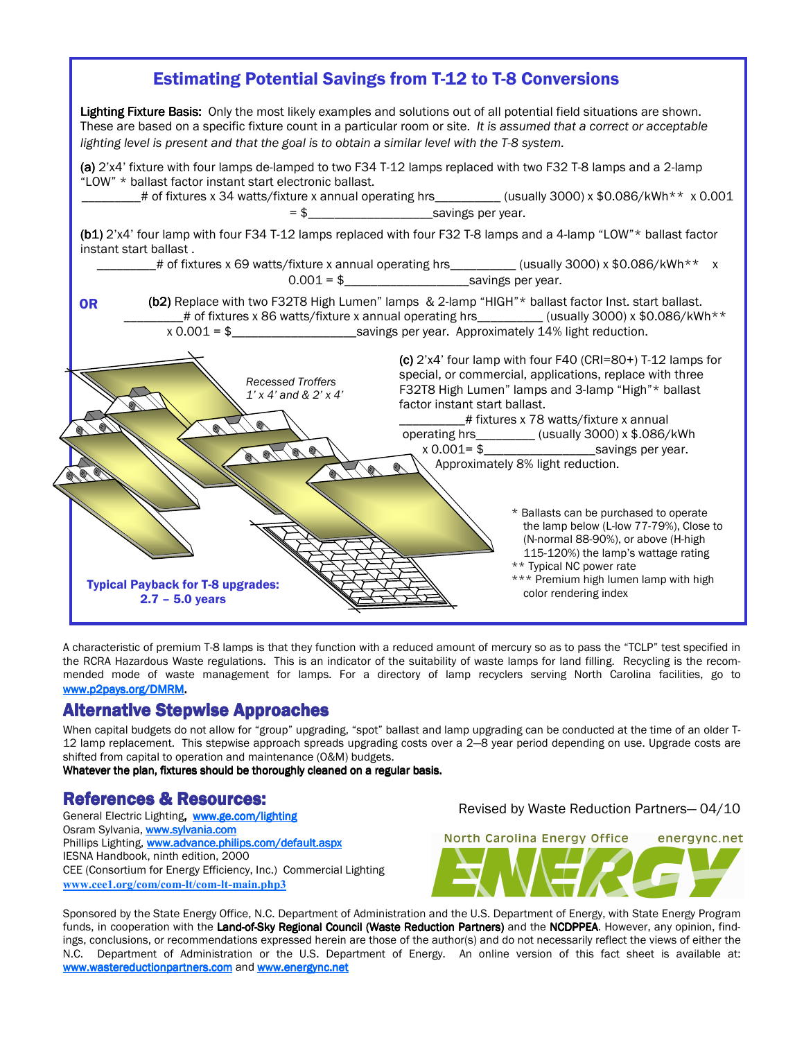## Estimating Potential Savings from T-12 to T-8 Conversions

**Lighting Fixture Basis:** Only the most likely examples and solutions out of all potential field situations are shown. These are based on a specific fixture count in a particular room or site. *It is assumed that a correct or acceptable lighting level is present and that the goal is to obtain a similar level with the T-8 system.*

**(a)** 2'x4' fixture with four lamps de-lamped to two F34 T-12 lamps replaced with two F32 T-8 lamps and a 2-lamp "LOW" * ballast factor instant start electronic ballast.
_________# of fixtures x 34 watts/fixture x annual operating hrs__________ (usually 3000) x $0.086/kWh** x 0.001 = $___________________savings per year.

**(b1)** 2'x4' four lamp with four F34 T-12 lamps replaced with four F32 T-8 lamps and a 4-lamp "LOW"* ballast factor instant start ballast .
_________# of fixtures x 69 watts/fixture x annual operating hrs__________ (usually 3000) x $0.086/kWh** x 0.001 = $___________________savings per year.

**OR** **(b2)** Replace with two F32T8 High Lumen" lamps & 2-lamp "HIGH"* ballast factor Inst. start ballast.
_________# of fixtures x 86 watts/fixture x annual operating hrs__________ (usually 3000) x $0.086/kWh** x 0.001 = $___________________savings per year. Approximately 14% light reduction.

*Recessed Troffers 1' x 4' and & 2' x 4'*

**(c)** 2'x4' four lamp with four F40 (CRI=80+) T-12 lamps for special, or commercial, applications, replace with three F32T8 High Lumen" lamps and 3-lamp "High"* ballast factor instant start ballast.
__________# fixtures x 78 watts/fixture x annual operating hrs_________ (usually 3000) x $.086/kWh x 0.001= $_________________savings per year. Approximately 8% light reduction.

\* Ballasts can be purchased to operate the lamp below (L-low 77-79%), Close to (N-normal 88-90%), or above (H-high 115-120%) the lamp's wattage rating
\*\* Typical NC power rate
\*\*\* Premium high lumen lamp with high color rendering index

**Typical Payback for T-8 upgrades: 2.7 – 5.0 years**

A characteristic of premium T-8 lamps is that they function with a reduced amount of mercury so as to pass the "TCLP" test specified in the RCRA Hazardous Waste regulations. This is an indicator of the suitability of waste lamps for land filling. Recycling is the recommended mode of waste management for lamps. For a directory of lamp recyclers serving North Carolina facilities, go to www.p2pays.org/DMRM.

## Alternative Stepwise Approaches

When capital budgets do not allow for "group" upgrading, "spot" ballast and lamp upgrading can be conducted at the time of an older T-12 lamp replacement. This stepwise approach spreads upgrading costs over a 2—8 year period depending on use. Upgrade costs are shifted from capital to operation and maintenance (O&M) budgets.
**Whatever the plan, fixtures should be thoroughly cleaned on a regular basis.**

## References & Resources:

General Electric Lighting, www.ge.com/lighting
Osram Sylvania, www.sylvania.com
Phillips Lighting, www.advance.philips.com/default.aspx
IESNA Handbook, ninth edition, 2000
CEE (Consortium for Energy Efficiency, Inc.) Commercial Lighting www.cee1.org/com/com-lt/com-lt-main.php3

Revised by Waste Reduction Partners— 04/10

North Carolina Energy Office energync.net

ENERGY

Sponsored by the State Energy Office, N.C. Department of Administration and the U.S. Department of Energy, with State Energy Program funds, in cooperation with the **Land-of-Sky Regional Council (Waste Reduction Partners)** and the **NCDPPEA**. However, any opinion, findings, conclusions, or recommendations expressed herein are those of the author(s) and do not necessarily reflect the views of either the N.C. Department of Administration or the U.S. Department of Energy. An online version of this fact sheet is available at: www.wastereductionpartners.com and www.energync.net